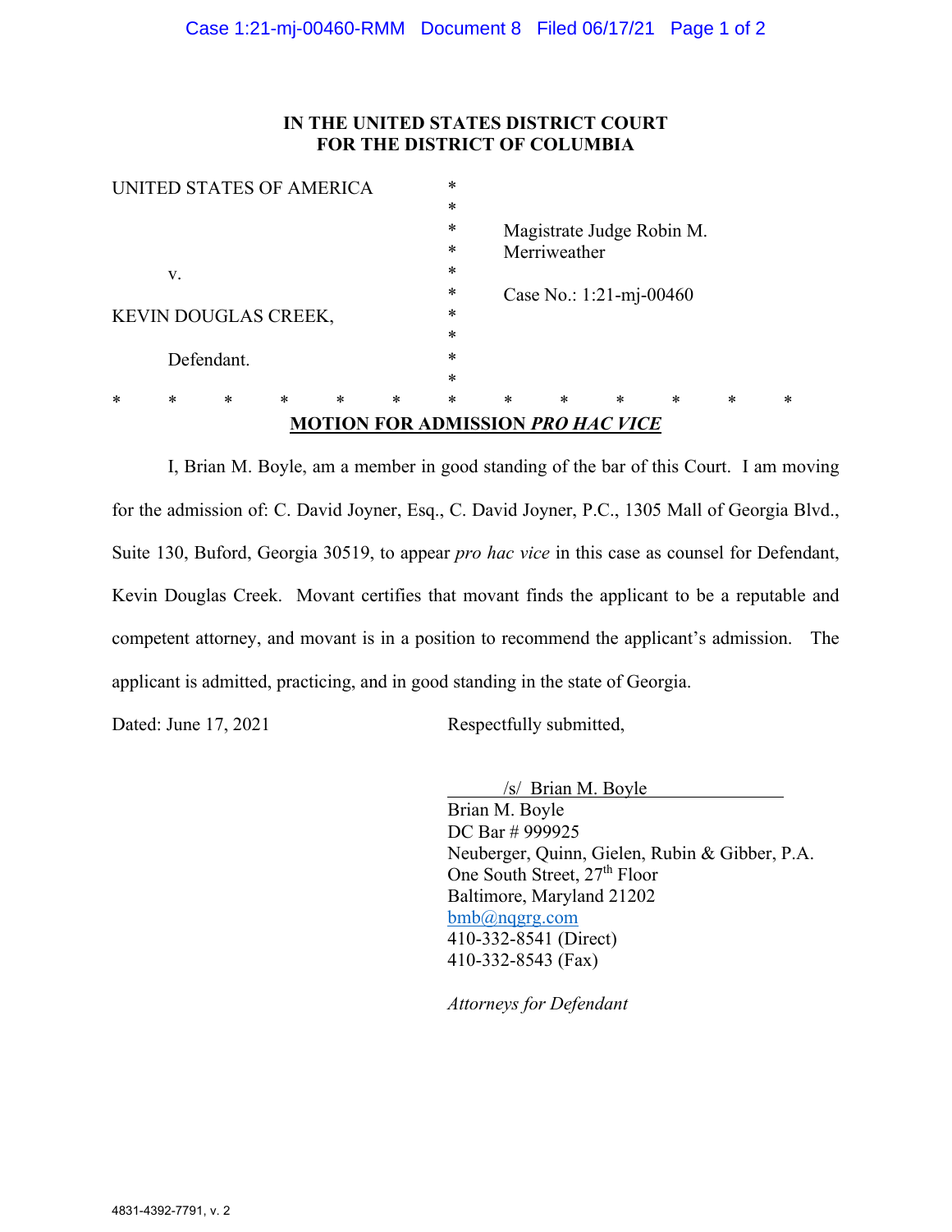**IN THE UNITED STATES DISTRICT COURT**
**FOR THE DISTRICT OF COLUMBIA**

| | | |
|---|---|---|
| UNITED STATES OF AMERICA | * | |
| | * | Magistrate Judge Robin M. Merriweather |
| v. | * | |
| | * | Case No.: 1:21-mj-00460 |
| KEVIN DOUGLAS CREEK, | * | |
| Defendant. | * | |

\* \* \* \* \* \* \* \* \* \* \* \* \*

**MOTION FOR ADMISSION *PRO HAC VICE***

I, Brian M. Boyle, am a member in good standing of the bar of this Court. I am moving for the admission of: C. David Joyner, Esq., C. David Joyner, P.C., 1305 Mall of Georgia Blvd., Suite 130, Buford, Georgia 30519, to appear *pro hac vice* in this case as counsel for Defendant, Kevin Douglas Creek. Movant certifies that movant finds the applicant to be a reputable and competent attorney, and movant is in a position to recommend the applicant's admission. The applicant is admitted, practicing, and in good standing in the state of Georgia.

Dated: June 17, 2021

Respectfully submitted,

/s/ Brian M. Boyle
Brian M. Boyle
DC Bar # 999925
Neuberger, Quinn, Gielen, Rubin & Gibber, P.A.
One South Street, 27th Floor
Baltimore, Maryland 21202
bmb@nqgrg.com
410-332-8541 (Direct)
410-332-8543 (Fax)

*Attorneys for Defendant*

4831-4392-7791, v. 2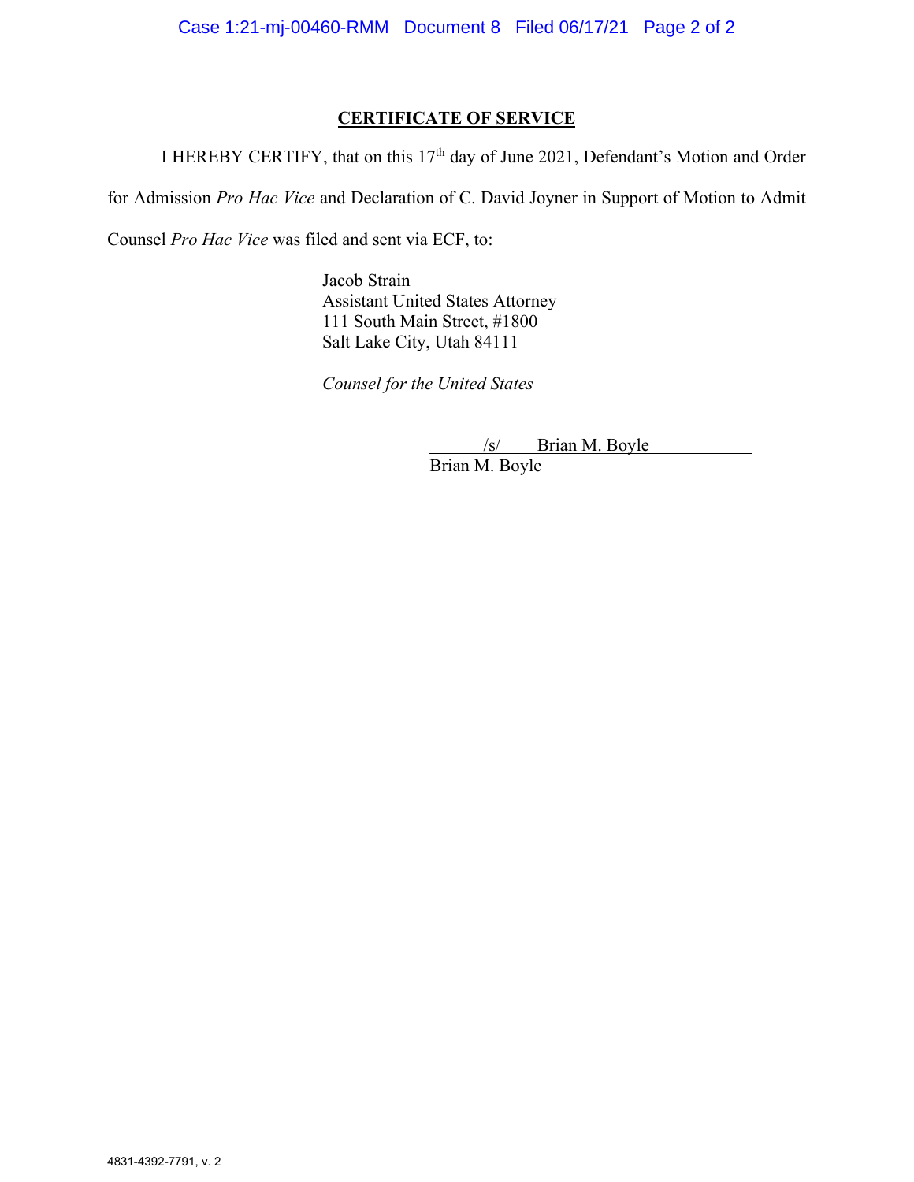**CERTIFICATE OF SERVICE**

I HEREBY CERTIFY, that on this 17th day of June 2021, Defendant's Motion and Order for Admission *Pro Hac Vice* and Declaration of C. David Joyner in Support of Motion to Admit Counsel *Pro Hac Vice* was filed and sent via ECF, to:

Jacob Strain
Assistant United States Attorney
111 South Main Street, #1800
Salt Lake City, Utah 84111

*Counsel for the United States*

/s/ Brian M. Boyle
Brian M. Boyle

4831-4392-7791, v. 2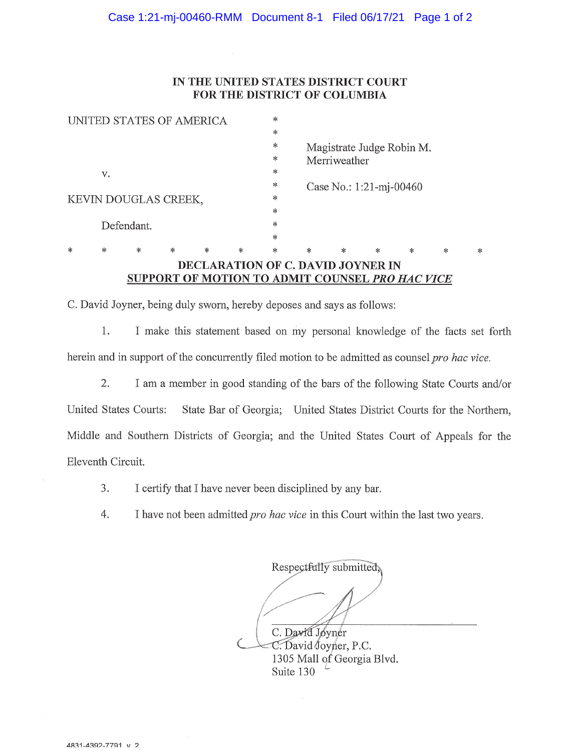IN THE UNITED STATES DISTRICT COURT
FOR THE DISTRICT OF COLUMBIA

| | | |
|---|---|---|
| UNITED STATES OF AMERICA | * | |
| | * | |
| | * | Magistrate Judge Robin M. Merriweather |
| v. | * | |
| | * | Case No.: 1:21-mj-00460 |
| KEVIN DOUGLAS CREEK, | * | |
| | * | |
| Defendant. | * | |

\*     \*     \*     \*     \*     \*     \*     \*     \*     \*     \*     \*     \*

**DECLARATION OF C. DAVID JOYNER IN**
**<u>SUPPORT OF MOTION TO ADMIT COUNSEL *PRO HAC VICE*</u>**

C. David Joyner, being duly sworn, hereby deposes and says as follows:

1. I make this statement based on my personal knowledge of the facts set forth herein and in support of the concurrently filed motion to be admitted as counsel *pro hac vice.*

2. I am a member in good standing of the bars of the following State Courts and/or United States Courts: State Bar of Georgia; United States District Courts for the Northern, Middle and Southern Districts of Georgia; and the United States Court of Appeals for the Eleventh Circuit.

3. I certify that I have never been disciplined by any bar.

4. I have not been admitted *pro hac vice* in this Court within the last two years.

Respectfully submitted,

C. David Joyner
C. David Joyner, P.C.
1305 Mall of Georgia Blvd.
Suite 130

4831-4392-7791, v. 2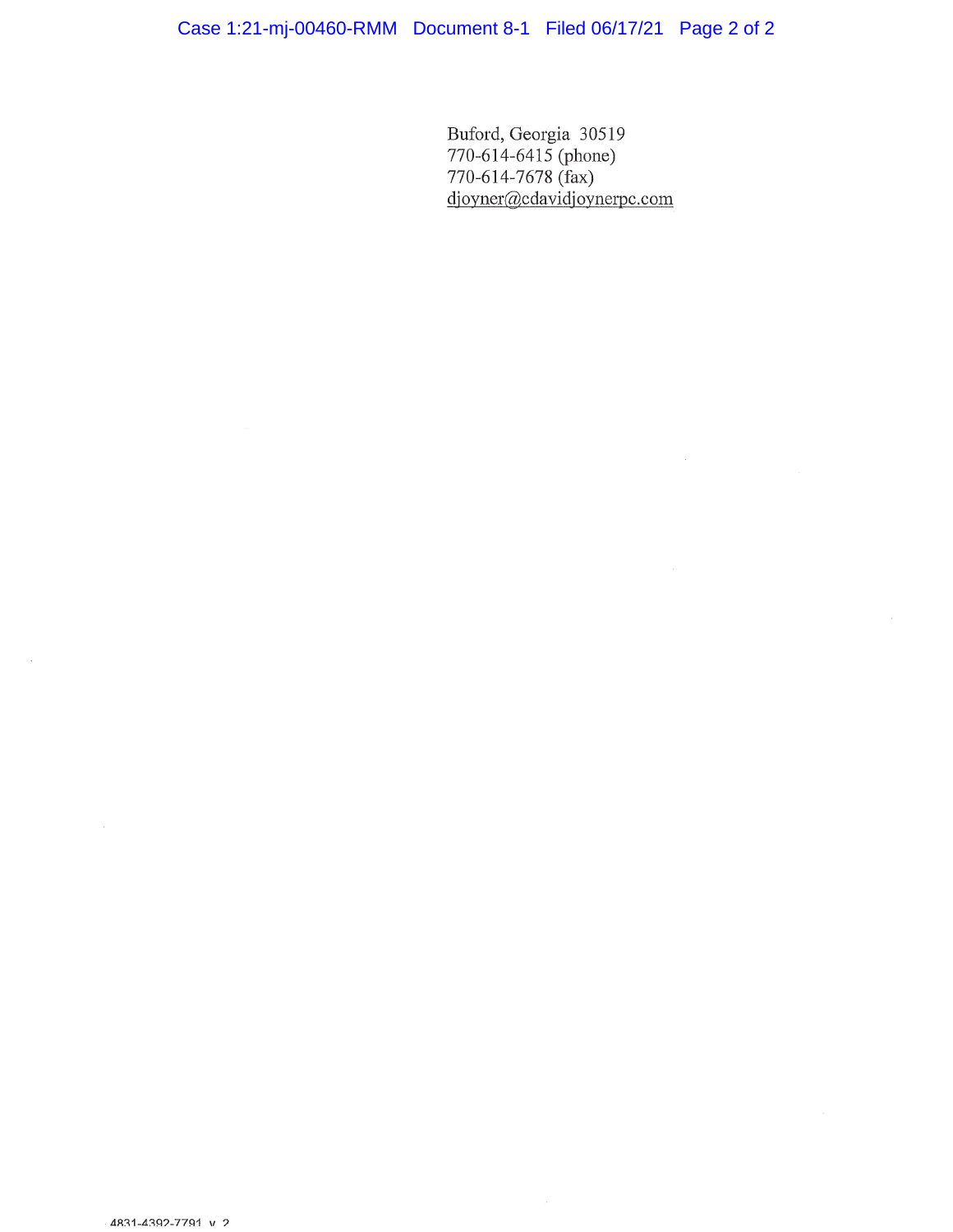Buford, Georgia 30519
770-614-6415 (phone)
770-614-7678 (fax)
djoyner@cdavidjoynerpc.com

4831-4392-7791, v. 2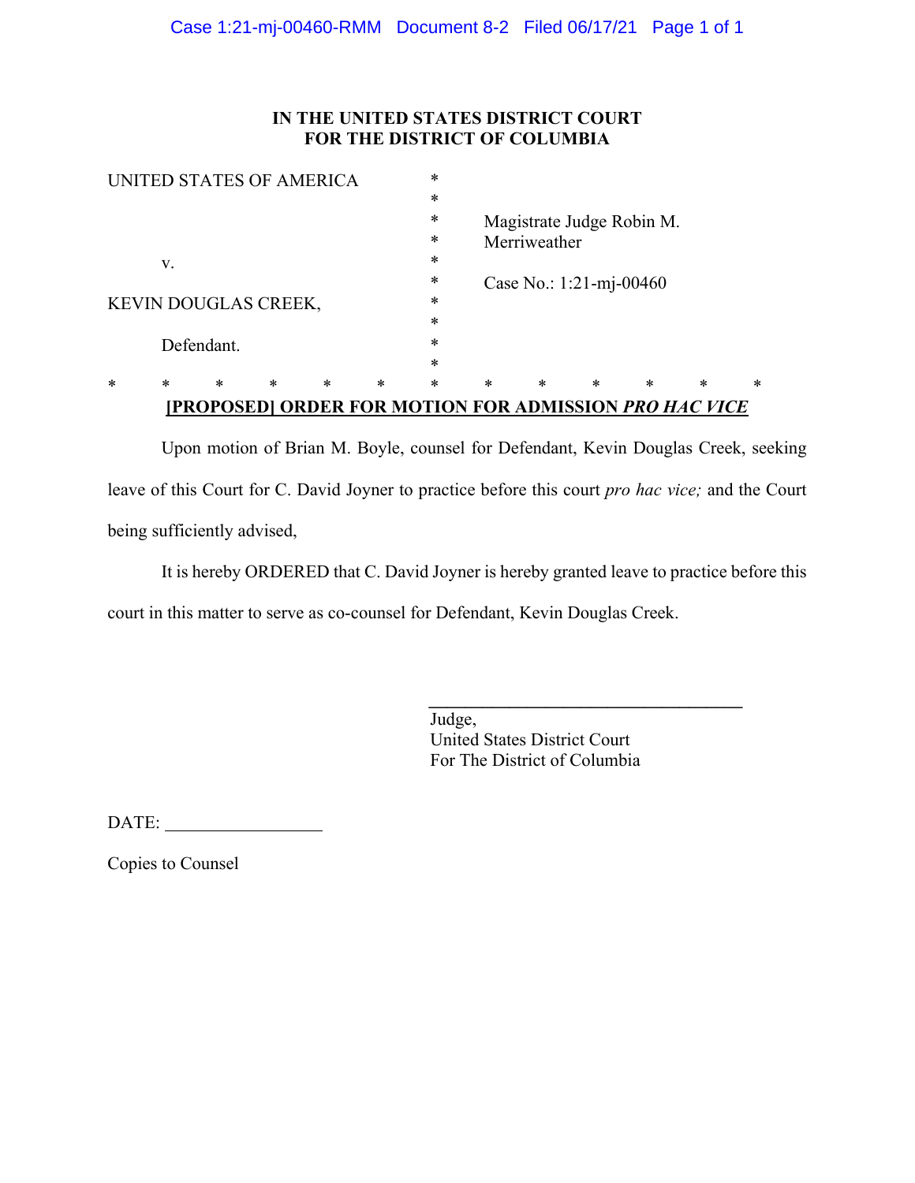**IN THE UNITED STATES DISTRICT COURT**
**FOR THE DISTRICT OF COLUMBIA**

| | | |
|---|---|---|
| UNITED STATES OF AMERICA | * | |
| | * | |
| | * | Magistrate Judge Robin M. |
| | * | Merriweather |
| v. | * | |
| | * | Case No.: 1:21-mj-00460 |
| KEVIN DOUGLAS CREEK, | * | |
| | * | |
| Defendant. | * | |
| | * | |

\*　\*　\*　\*　\*　\*　\*　\*　\*　\*　\*　\*　\*

**[PROPOSED] ORDER FOR MOTION FOR ADMISSION *PRO HAC VICE***

Upon motion of Brian M. Boyle, counsel for Defendant, Kevin Douglas Creek, seeking leave of this Court for C. David Joyner to practice before this court *pro hac vice;* and the Court being sufficiently advised,

It is hereby ORDERED that C. David Joyner is hereby granted leave to practice before this court in this matter to serve as co-counsel for Defendant, Kevin Douglas Creek.

\_\_\_\_\_\_\_\_\_\_\_\_\_\_\_\_\_\_\_\_\_\_\_\_\_\_\_\_\_\_\_\_\_\_\_
Judge,
United States District Court
For The District of Columbia

DATE: \_\_\_\_\_\_\_\_\_\_\_\_\_\_\_\_\_

Copies to Counsel